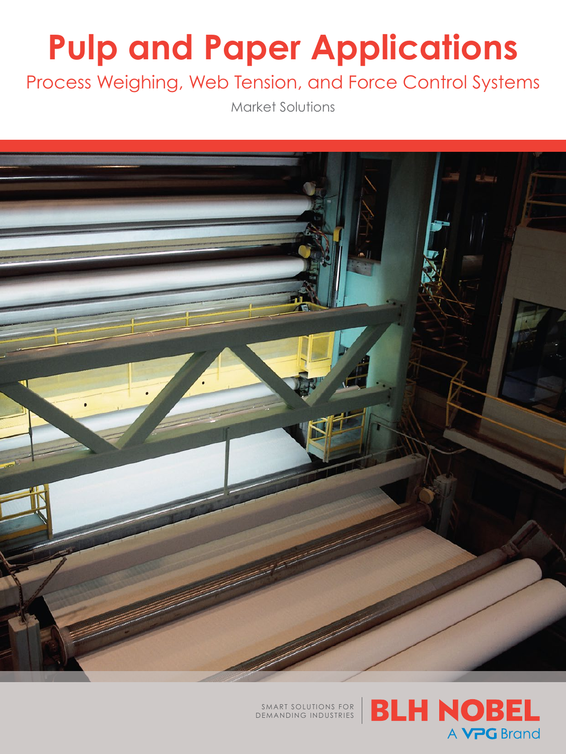# Pulp and Paper Applications

## Process Weighing, Web Tension, and Force Control Systems

Market Solutions

SMART SOLUTIONS FOR DEMANDING INDUSTRIES

BLH NOBEL

A VPG Brand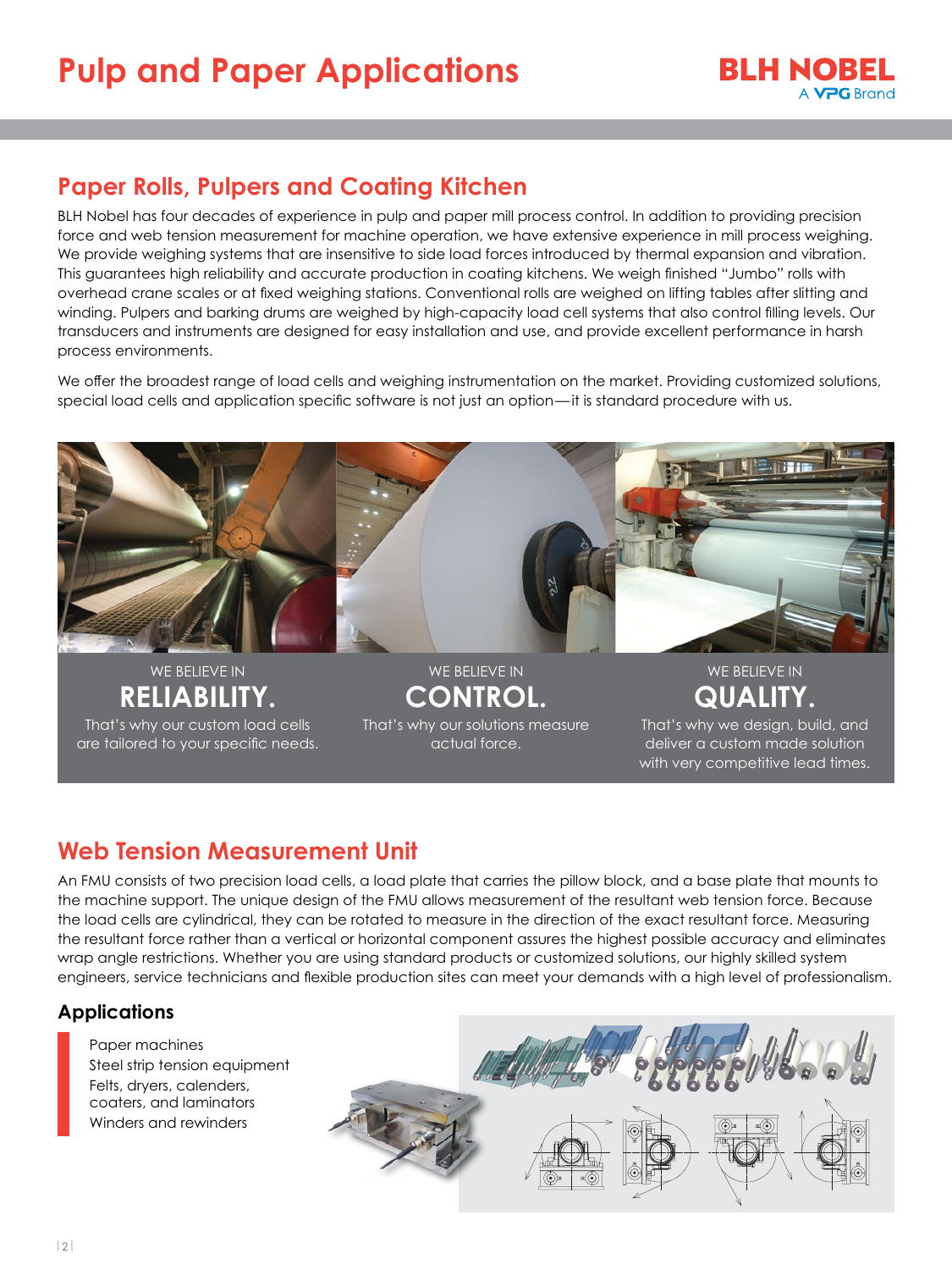# Pulp and Paper Applications

## Paper Rolls, Pulpers and Coating Kitchen

BLH Nobel has four decades of experience in pulp and paper mill process control. In addition to providing precision force and web tension measurement for machine operation, we have extensive experience in mill process weighing. We provide weighing systems that are insensitive to side load forces introduced by thermal expansion and vibration. This guarantees high reliability and accurate production in coating kitchens. We weigh finished "Jumbo" rolls with overhead crane scales or at fixed weighing stations. Conventional rolls are weighed on lifting tables after slitting and winding. Pulpers and barking drums are weighed by high-capacity load cell systems that also control filling levels. Our transducers and instruments are designed for easy installation and use, and provide excellent performance in harsh process environments.

We offer the broadest range of load cells and weighing instrumentation on the market. Providing customized solutions, special load cells and application specific software is not just an option—it is standard procedure with us.

WE BELIEVE IN
**RELIABILITY.**
That's why our custom load cells are tailored to your specific needs.

WE BELIEVE IN
**CONTROL.**
That's why our solutions measure actual force.

WE BELIEVE IN
**QUALITY.**
That's why we design, build, and deliver a custom made solution with very competitive lead times.

## Web Tension Measurement Unit

An FMU consists of two precision load cells, a load plate that carries the pillow block, and a base plate that mounts to the machine support. The unique design of the FMU allows measurement of the resultant web tension force. Because the load cells are cylindrical, they can be rotated to measure in the direction of the exact resultant force. Measuring the resultant force rather than a vertical or horizontal component assures the highest possible accuracy and eliminates wrap angle restrictions. Whether you are using standard products or customized solutions, our highly skilled system engineers, service technicians and flexible production sites can meet your demands with a high level of professionalism.

### Applications

- Paper machines
- Steel strip tension equipment
- Felts, dryers, calenders, coaters, and laminators
- Winders and rewinders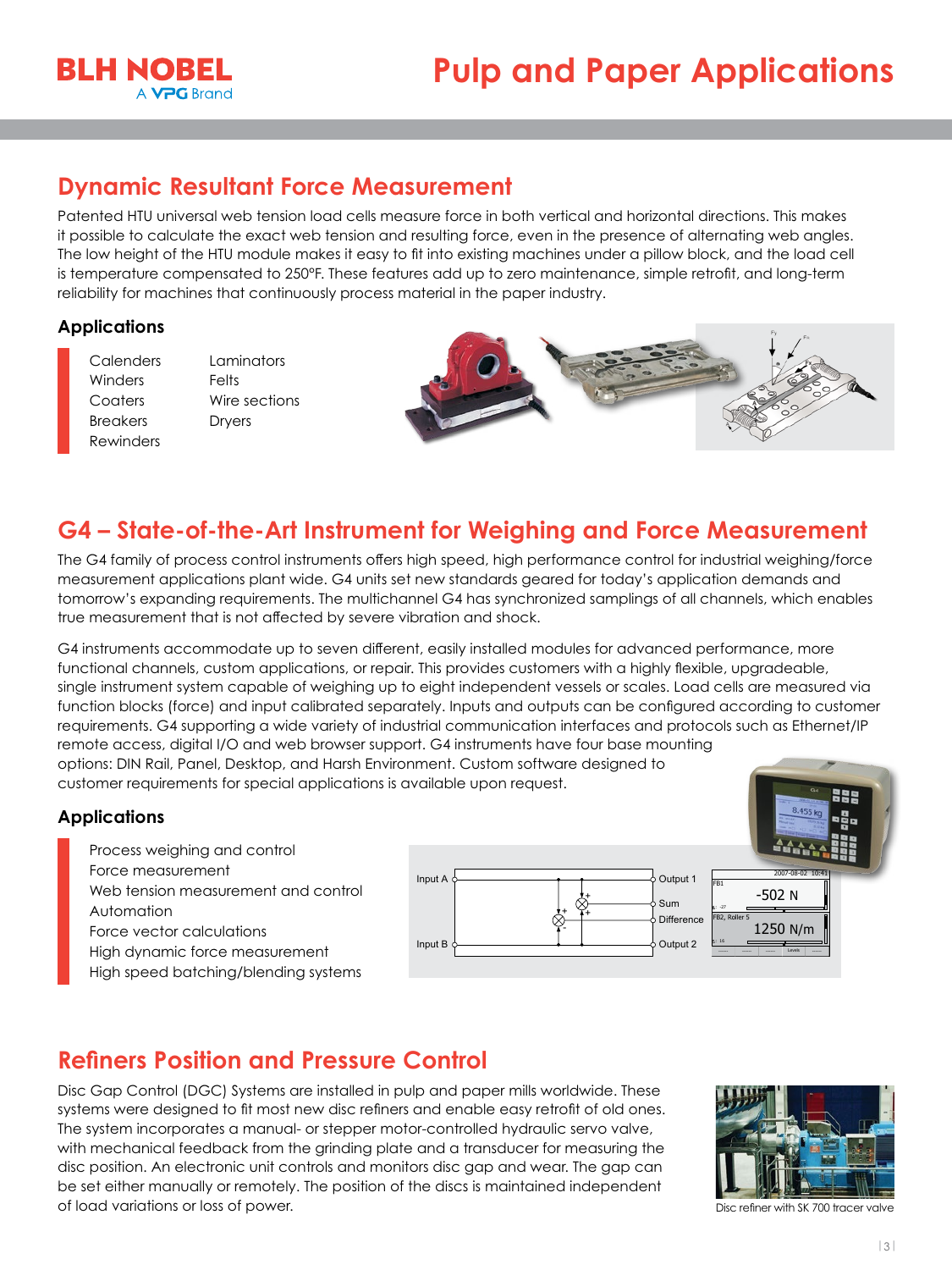# Pulp and Paper Applications

## Dynamic Resultant Force Measurement

Patented HTU universal web tension load cells measure force in both vertical and horizontal directions. This makes it possible to calculate the exact web tension and resulting force, even in the presence of alternating web angles. The low height of the HTU module makes it easy to fit into existing machines under a pillow block, and the load cell is temperature compensated to 250°F. These features add up to zero maintenance, simple retrofit, and long-term reliability for machines that continuously process material in the paper industry.

### Applications

- Calenders
- Winders
- Coaters
- Breakers
- Rewinders
- Laminators
- Felts
- Wire sections
- Dryers

## G4 – State-of-the-Art Instrument for Weighing and Force Measurement

The G4 family of process control instruments offers high speed, high performance control for industrial weighing/force measurement applications plant wide. G4 units set new standards geared for today's application demands and tomorrow's expanding requirements. The multichannel G4 has synchronized samplings of all channels, which enables true measurement that is not affected by severe vibration and shock.

G4 instruments accommodate up to seven different, easily installed modules for advanced performance, more functional channels, custom applications, or repair. This provides customers with a highly flexible, upgradeable, single instrument system capable of weighing up to eight independent vessels or scales. Load cells are measured via function blocks (force) and input calibrated separately. Inputs and outputs can be configured according to customer requirements. G4 supporting a wide variety of industrial communication interfaces and protocols such as Ethernet/IP remote access, digital I/O and web browser support. G4 instruments have four base mounting options: DIN Rail, Panel, Desktop, and Harsh Environment. Custom software designed to customer requirements for special applications is available upon request.

### Applications

- Process weighing and control
- Force measurement
- Web tension measurement and control
- Automation
- Force vector calculations
- High dynamic force measurement
- High speed batching/blending systems

Input A
Input B
Output 1
Sum
Difference
Output 2
2007-08-02 10:41
FB1
-502 N
FB2, Roller 5
1250 N/m

## Refiners Position and Pressure Control

Disc Gap Control (DGC) Systems are installed in pulp and paper mills worldwide. These systems were designed to fit most new disc refiners and enable easy retrofit of old ones. The system incorporates a manual- or stepper motor-controlled hydraulic servo valve, with mechanical feedback from the grinding plate and a transducer for measuring the disc position. An electronic unit controls and monitors disc gap and wear. The gap can be set either manually or remotely. The position of the discs is maintained independent of load variations or loss of power.

Disc refiner with SK 700 tracer valve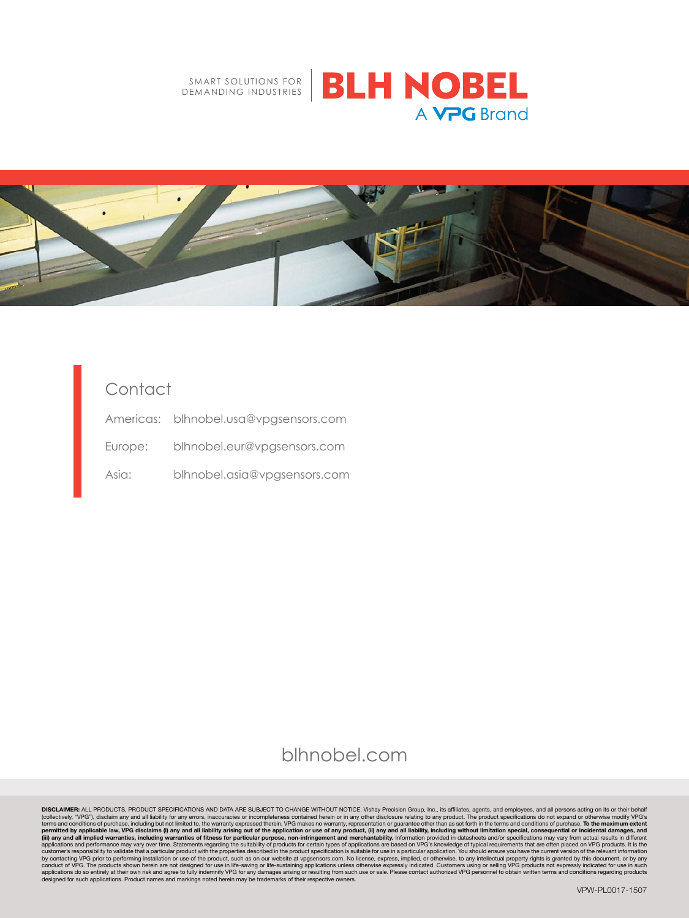SMART SOLUTIONS FOR DEMANDING INDUSTRIES

**BLH NOBEL**

A VPG Brand

## Contact

Americas: blhnobel.usa@vpgsensors.com

Europe: blhnobel.eur@vpgsensors.com

Asia: blhnobel.asia@vpgsensors.com

blhnobel.com

**DISCLAIMER:** ALL PRODUCTS, PRODUCT SPECIFICATIONS AND DATA ARE SUBJECT TO CHANGE WITHOUT NOTICE. Vishay Precision Group, Inc., its affiliates, agents, and employees, and all persons acting on its or their behalf (collectively, "VPG"), disclaim any and all liability for any errors, inaccuracies or incompleteness contained herein or in any other disclosure relating to any product. The product specifications do not expand or otherwise modify VPG's terms and conditions of purchase, including but not limited to, the warranty expressed therein. VPG makes no warranty, representation or guarantee other than as set forth in the terms and conditions of purchase. **To the maximum extent permitted by applicable law, VPG disclaims (i) any and all liability arising out of the application or use of any product, (ii) any and all liability, including without limitation special, consequential or incidental damages, and (iii) any and all implied warranties, including warranties of fitness for particular purpose, non-infringement and merchantability.** Information provided in datasheets and/or specifications may vary from actual results in different applications and performance may vary over time. Statements regarding the suitability of products for certain types of applications are based on VPG's knowledge of typical requirements that are often placed on VPG products. It is the customer's responsibility to validate that a particular product with the properties described in the product specification is suitable for use in a particular application. You should ensure you have the current version of the relevant information by contacting VPG prior to performing installation or use of the product, such as on our website at vpgsensors.com. No license, express, implied, or otherwise, to any intellectual property rights is granted by this document, or by any conduct of VPG. The products shown herein are not designed for use in life-saving or life-sustaining applications unless otherwise expressly indicated. Customers using or selling VPG products not expressly indicated for use in such applications do so entirely at their own risk and agree to fully indemnify VPG for any damages arising or resulting from such use or sale. Please contact authorized VPG personnel to obtain written terms and conditions regarding products designed for such applications. Product names and markings noted herein may be trademarks of their respective owners.

VPW-PL0017-1507